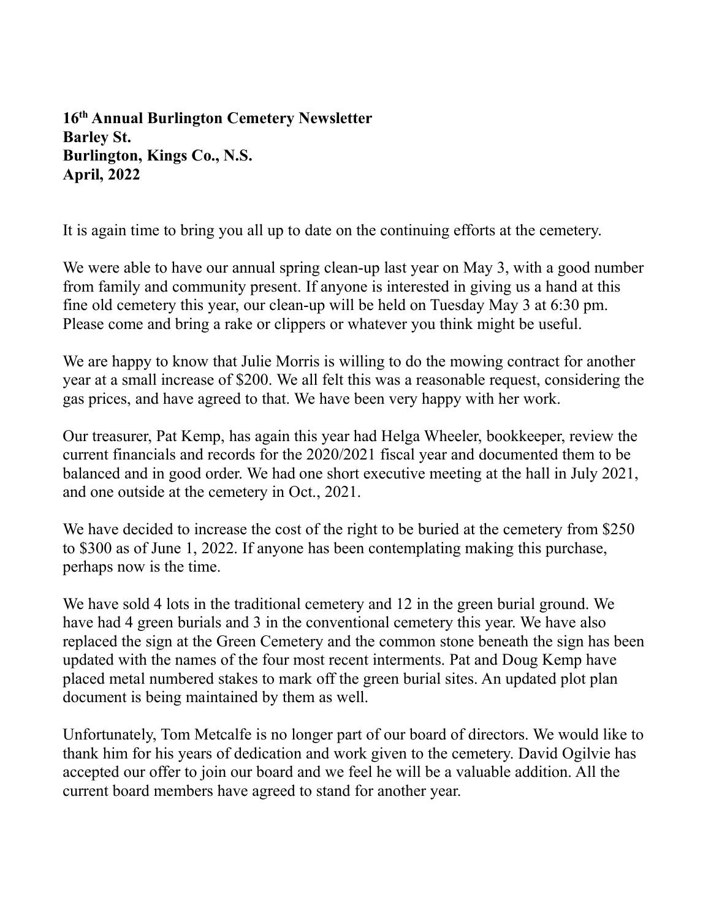**16th Annual Burlington Cemetery Newsletter**
**Barley St.**
**Burlington, Kings Co., N.S.**
**April, 2022**

It is again time to bring you all up to date on the continuing efforts at the cemetery.

We were able to have our annual spring clean-up last year on May 3, with a good number from family and community present. If anyone is interested in giving us a hand at this fine old cemetery this year, our clean-up will be held on Tuesday May 3 at 6:30 pm. Please come and bring a rake or clippers or whatever you think might be useful.

We are happy to know that Julie Morris is willing to do the mowing contract for another year at a small increase of $200. We all felt this was a reasonable request, considering the gas prices, and have agreed to that. We have been very happy with her work.

Our treasurer, Pat Kemp, has again this year had Helga Wheeler, bookkeeper, review the current financials and records for the 2020/2021 fiscal year and documented them to be balanced and in good order. We had one short executive meeting at the hall in July 2021, and one outside at the cemetery in Oct., 2021.

We have decided to increase the cost of the right to be buried at the cemetery from $250 to $300 as of June 1, 2022. If anyone has been contemplating making this purchase, perhaps now is the time.

We have sold 4 lots in the traditional cemetery and 12 in the green burial ground. We have had 4 green burials and 3 in the conventional cemetery this year. We have also replaced the sign at the Green Cemetery and the common stone beneath the sign has been updated with the names of the four most recent interments. Pat and Doug Kemp have placed metal numbered stakes to mark off the green burial sites. An updated plot plan document is being maintained by them as well.

Unfortunately, Tom Metcalfe is no longer part of our board of directors. We would like to thank him for his years of dedication and work given to the cemetery. David Ogilvie has accepted our offer to join our board and we feel he will be a valuable addition. All the current board members have agreed to stand for another year.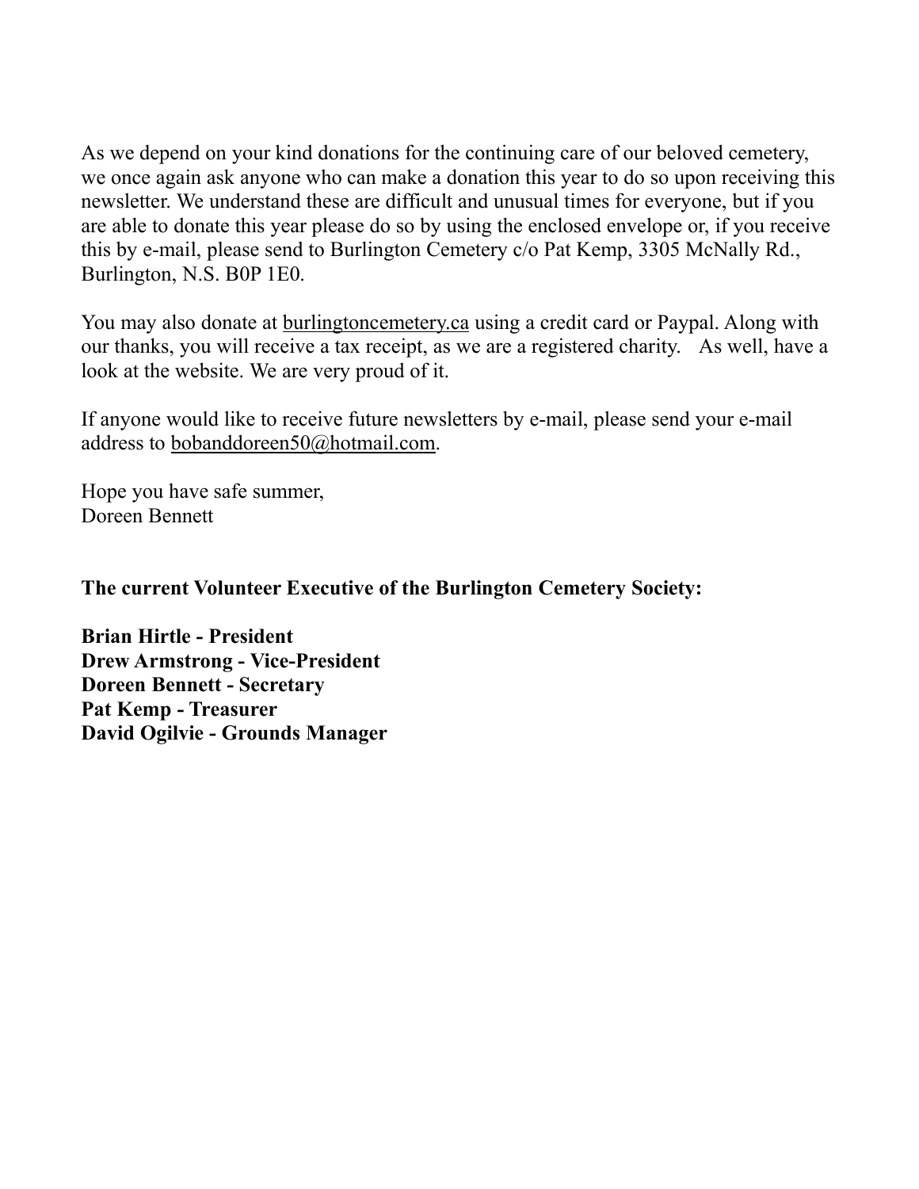As we depend on your kind donations for the continuing care of our beloved cemetery, we once again ask anyone who can make a donation this year to do so upon receiving this newsletter. We understand these are difficult and unusual times for everyone, but if you are able to donate this year please do so by using the enclosed envelope or, if you receive this by e-mail, please send to Burlington Cemetery c/o Pat Kemp, 3305 McNally Rd., Burlington, N.S. B0P 1E0.

You may also donate at burlingtoncemetery.ca using a credit card or Paypal. Along with our thanks, you will receive a tax receipt, as we are a registered charity. As well, have a look at the website. We are very proud of it.

If anyone would like to receive future newsletters by e-mail, please send your e-mail address to bobanddoreen50@hotmail.com.

Hope you have safe summer,
Doreen Bennett

**The current Volunteer Executive of the Burlington Cemetery Society:**

**Brian Hirtle - President**
**Drew Armstrong - Vice-President**
**Doreen Bennett - Secretary**
**Pat Kemp - Treasurer**
**David Ogilvie - Grounds Manager**